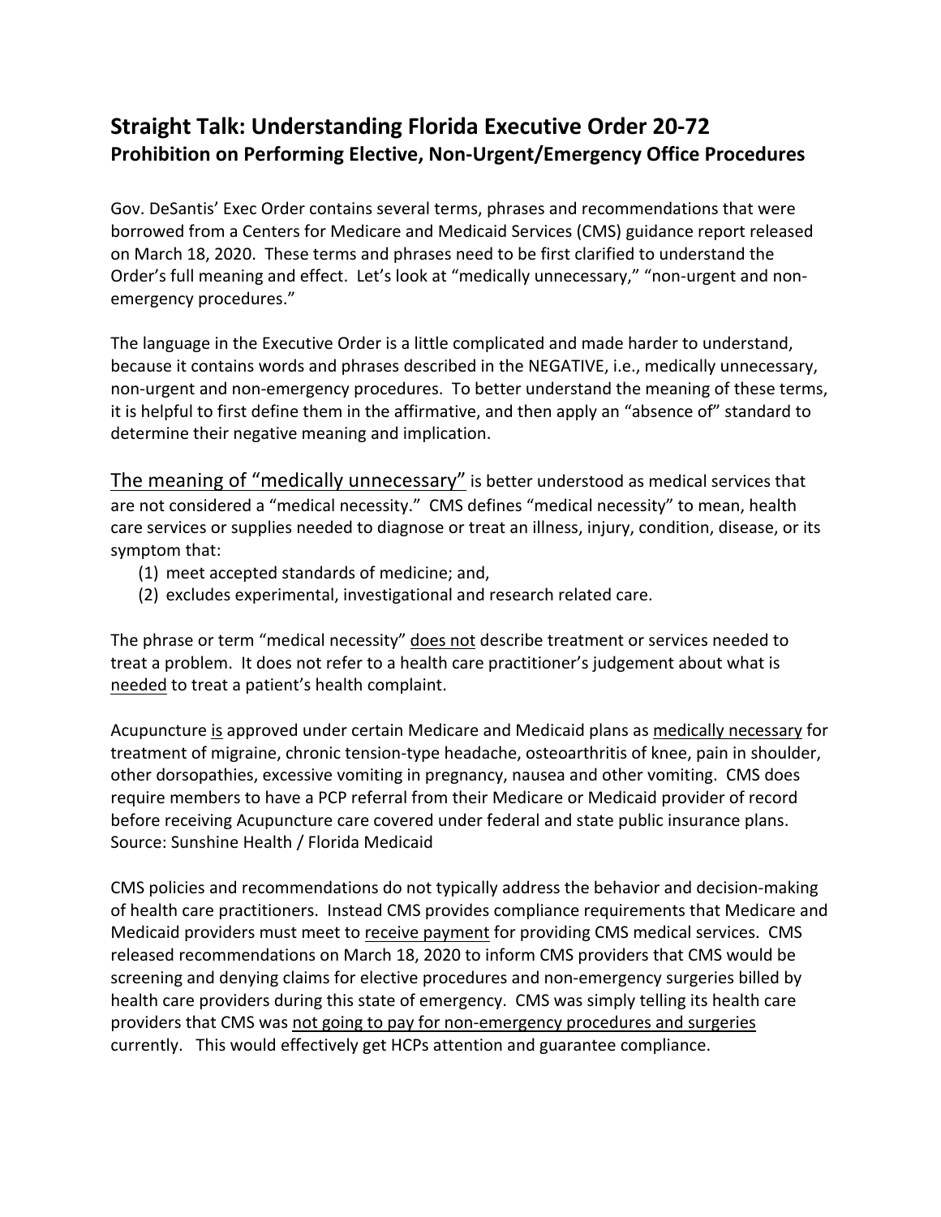## Straight Talk: Understanding Florida Executive Order 20-72
### Prohibition on Performing Elective, Non-Urgent/Emergency Office Procedures

Gov. DeSantis' Exec Order contains several terms, phrases and recommendations that were borrowed from a Centers for Medicare and Medicaid Services (CMS) guidance report released on March 18, 2020. These terms and phrases need to be first clarified to understand the Order's full meaning and effect. Let's look at "medically unnecessary," "non-urgent and non-emergency procedures."

The language in the Executive Order is a little complicated and made harder to understand, because it contains words and phrases described in the NEGATIVE, i.e., medically unnecessary, non-urgent and non-emergency procedures. To better understand the meaning of these terms, it is helpful to first define them in the affirmative, and then apply an "absence of" standard to determine their negative meaning and implication.

The meaning of "medically unnecessary" is better understood as medical services that are not considered a "medical necessity." CMS defines "medical necessity" to mean, health care services or supplies needed to diagnose or treat an illness, injury, condition, disease, or its symptom that:

(1) meet accepted standards of medicine; and,
(2) excludes experimental, investigational and research related care.

The phrase or term "medical necessity" does not describe treatment or services needed to treat a problem. It does not refer to a health care practitioner's judgement about what is needed to treat a patient's health complaint.

Acupuncture is approved under certain Medicare and Medicaid plans as medically necessary for treatment of migraine, chronic tension-type headache, osteoarthritis of knee, pain in shoulder, other dorsopathies, excessive vomiting in pregnancy, nausea and other vomiting. CMS does require members to have a PCP referral from their Medicare or Medicaid provider of record before receiving Acupuncture care covered under federal and state public insurance plans. Source: Sunshine Health / Florida Medicaid

CMS policies and recommendations do not typically address the behavior and decision-making of health care practitioners. Instead CMS provides compliance requirements that Medicare and Medicaid providers must meet to receive payment for providing CMS medical services. CMS released recommendations on March 18, 2020 to inform CMS providers that CMS would be screening and denying claims for elective procedures and non-emergency surgeries billed by health care providers during this state of emergency. CMS was simply telling its health care providers that CMS was not going to pay for non-emergency procedures and surgeries currently. This would effectively get HCPs attention and guarantee compliance.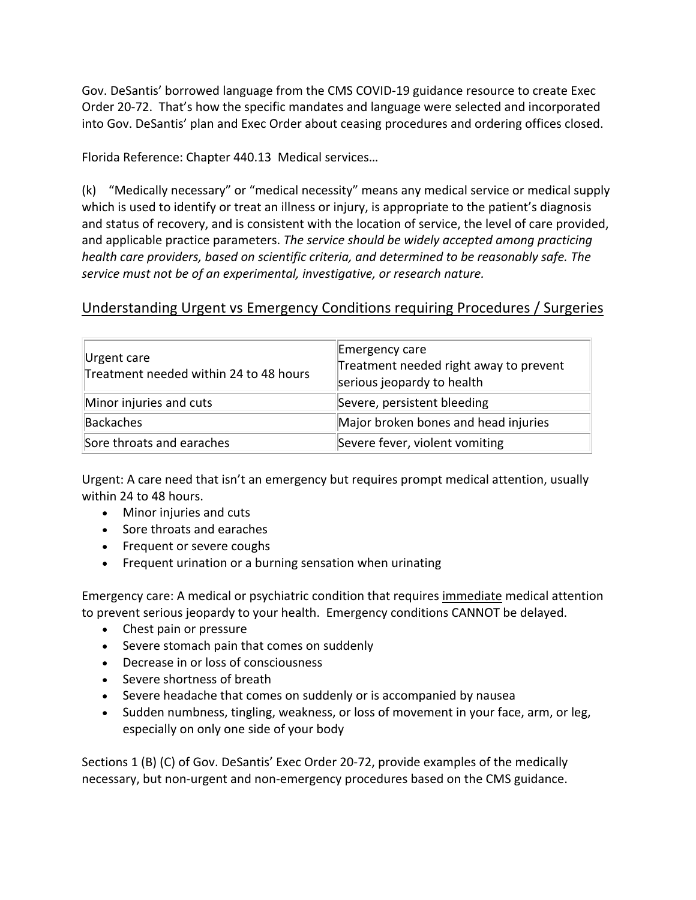Gov. DeSantis' borrowed language from the CMS COVID-19 guidance resource to create Exec Order 20-72. That's how the specific mandates and language were selected and incorporated into Gov. DeSantis' plan and Exec Order about ceasing procedures and ordering offices closed.

Florida Reference: Chapter 440.13 Medical services…

(k) "Medically necessary" or "medical necessity" means any medical service or medical supply which is used to identify or treat an illness or injury, is appropriate to the patient's diagnosis and status of recovery, and is consistent with the location of service, the level of care provided, and applicable practice parameters. *The service should be widely accepted among practicing health care providers, based on scientific criteria, and determined to be reasonably safe. The service must not be of an experimental, investigative, or research nature.*

## Understanding Urgent vs Emergency Conditions requiring Procedures / Surgeries

| Urgent care<br>Treatment needed within 24 to 48 hours | Emergency care<br>Treatment needed right away to prevent serious jeopardy to health |
|---|---|
| Minor injuries and cuts | Severe, persistent bleeding |
| Backaches | Major broken bones and head injuries |
| Sore throats and earaches | Severe fever, violent vomiting |

Urgent: A care need that isn't an emergency but requires prompt medical attention, usually within 24 to 48 hours.

- Minor injuries and cuts
- Sore throats and earaches
- Frequent or severe coughs
- Frequent urination or a burning sensation when urinating

Emergency care: A medical or psychiatric condition that requires immediate medical attention to prevent serious jeopardy to your health. Emergency conditions CANNOT be delayed.

- Chest pain or pressure
- Severe stomach pain that comes on suddenly
- Decrease in or loss of consciousness
- Severe shortness of breath
- Severe headache that comes on suddenly or is accompanied by nausea
- Sudden numbness, tingling, weakness, or loss of movement in your face, arm, or leg, especially on only one side of your body

Sections 1 (B) (C) of Gov. DeSantis' Exec Order 20-72, provide examples of the medically necessary, but non-urgent and non-emergency procedures based on the CMS guidance.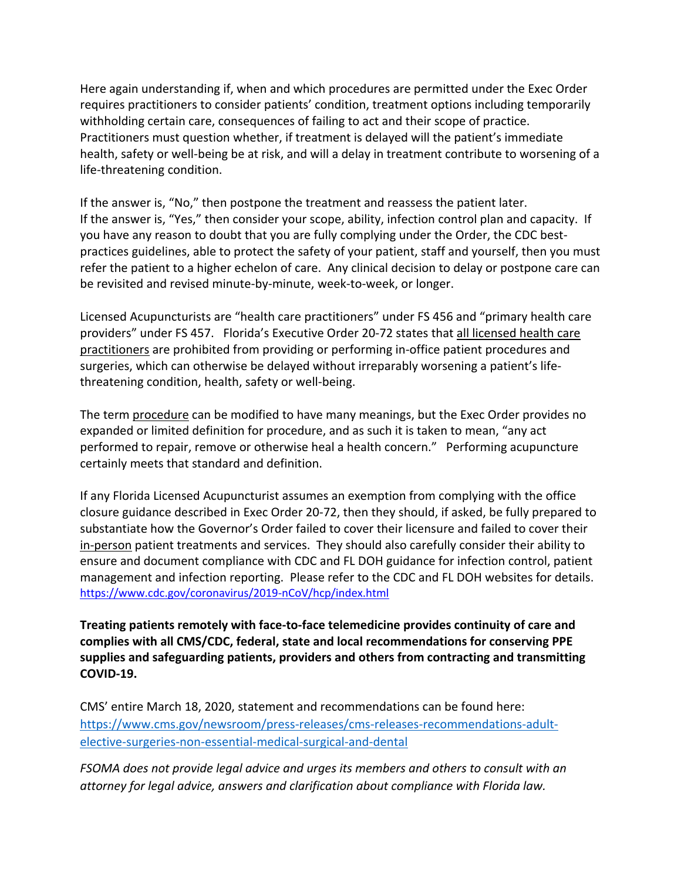Here again understanding if, when and which procedures are permitted under the Exec Order requires practitioners to consider patients' condition, treatment options including temporarily withholding certain care, consequences of failing to act and their scope of practice. Practitioners must question whether, if treatment is delayed will the patient's immediate health, safety or well-being be at risk, and will a delay in treatment contribute to worsening of a life-threatening condition.

If the answer is, "No," then postpone the treatment and reassess the patient later. If the answer is, "Yes," then consider your scope, ability, infection control plan and capacity. If you have any reason to doubt that you are fully complying under the Order, the CDC best-practices guidelines, able to protect the safety of your patient, staff and yourself, then you must refer the patient to a higher echelon of care. Any clinical decision to delay or postpone care can be revisited and revised minute-by-minute, week-to-week, or longer.

Licensed Acupuncturists are "health care practitioners" under FS 456 and "primary health care providers" under FS 457. Florida's Executive Order 20-72 states that <u>all licensed health care practitioners</u> are prohibited from providing or performing in-office patient procedures and surgeries, which can otherwise be delayed without irreparably worsening a patient's life-threatening condition, health, safety or well-being.

The term <u>procedure</u> can be modified to have many meanings, but the Exec Order provides no expanded or limited definition for procedure, and as such it is taken to mean, "any act performed to repair, remove or otherwise heal a health concern." Performing acupuncture certainly meets that standard and definition.

If any Florida Licensed Acupuncturist assumes an exemption from complying with the office closure guidance described in Exec Order 20-72, then they should, if asked, be fully prepared to substantiate how the Governor's Order failed to cover their licensure and failed to cover their <u>in-person</u> patient treatments and services. They should also carefully consider their ability to ensure and document compliance with CDC and FL DOH guidance for infection control, patient management and infection reporting. Please refer to the CDC and FL DOH websites for details. https://www.cdc.gov/coronavirus/2019-nCoV/hcp/index.html

**Treating patients remotely with face-to-face telemedicine provides continuity of care and complies with all CMS/CDC, federal, state and local recommendations for conserving PPE supplies and safeguarding patients, providers and others from contracting and transmitting COVID-19.**

CMS' entire March 18, 2020, statement and recommendations can be found here: https://www.cms.gov/newsroom/press-releases/cms-releases-recommendations-adult-elective-surgeries-non-essential-medical-surgical-and-dental

*FSOMA does not provide legal advice and urges its members and others to consult with an attorney for legal advice, answers and clarification about compliance with Florida law.*